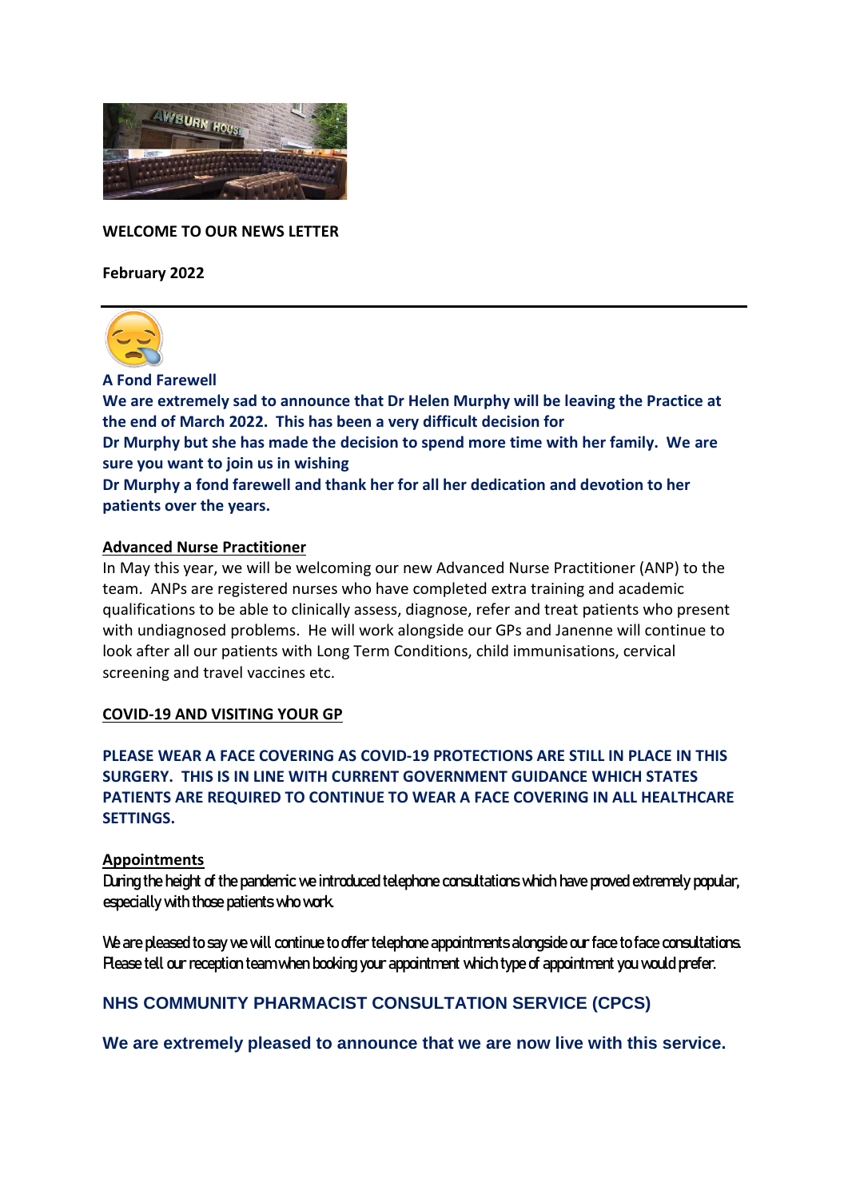**WELCOME TO OUR NEWS LETTER**

**February 2022**

---

**A Fond Farewell**

**We are extremely sad to announce that Dr Helen Murphy will be leaving the Practice at the end of March 2022. This has been a very difficult decision for Dr Murphy but she has made the decision to spend more time with her family. We are sure you want to join us in wishing Dr Murphy a fond farewell and thank her for all her dedication and devotion to her patients over the years.**

**Advanced Nurse Practitioner**

In May this year, we will be welcoming our new Advanced Nurse Practitioner (ANP) to the team. ANPs are registered nurses who have completed extra training and academic qualifications to be able to clinically assess, diagnose, refer and treat patients who present with undiagnosed problems. He will work alongside our GPs and Janenne will continue to look after all our patients with Long Term Conditions, child immunisations, cervical screening and travel vaccines etc.

**COVID-19 AND VISITING YOUR GP**

**PLEASE WEAR A FACE COVERING AS COVID-19 PROTECTIONS ARE STILL IN PLACE IN THIS SURGERY. THIS IS IN LINE WITH CURRENT GOVERNMENT GUIDANCE WHICH STATES PATIENTS ARE REQUIRED TO CONTINUE TO WEAR A FACE COVERING IN ALL HEALTHCARE SETTINGS.**

**Appointments**

During the height of the pandemic we introduced telephone consultations which have proved extremely popular, especially with those patients who work.

We are pleased to say we will continue to offer telephone appointments alongside our face to face consultations. Please tell our reception team when booking your appointment which type of appointment you would prefer.

**NHS COMMUNITY PHARMACIST CONSULTATION SERVICE (CPCS)**

**We are extremely pleased to announce that we are now live with this service.**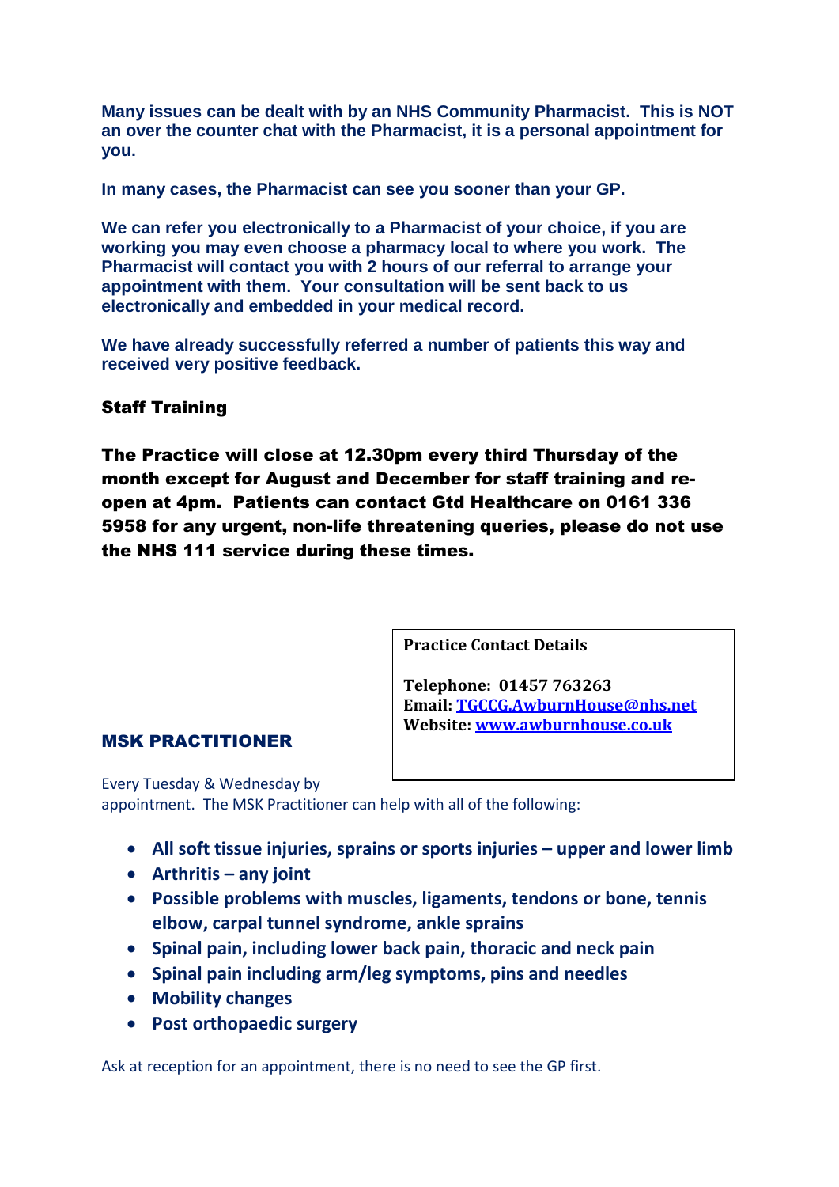**Many issues can be dealt with by an NHS Community Pharmacist. This is NOT an over the counter chat with the Pharmacist, it is a personal appointment for you.**

**In many cases, the Pharmacist can see you sooner than your GP.**

**We can refer you electronically to a Pharmacist of your choice, if you are working you may even choose a pharmacy local to where you work. The Pharmacist will contact you with 2 hours of our referral to arrange your appointment with them. Your consultation will be sent back to us electronically and embedded in your medical record.**

**We have already successfully referred a number of patients this way and received very positive feedback.**

## Staff Training

**The Practice will close at 12.30pm every third Thursday of the month except for August and December for staff training and re-open at 4pm. Patients can contact Gtd Healthcare on 0161 336 5958 for any urgent, non-life threatening queries, please do not use the NHS 111 service during these times.**

**Practice Contact Details**

**Telephone: 01457 763263**
**Email: TGCCG.AwburnHouse@nhs.net**
**Website: www.awburnhouse.co.uk**

## MSK PRACTITIONER

Every Tuesday & Wednesday by appointment. The MSK Practitioner can help with all of the following:

- **All soft tissue injuries, sprains or sports injuries – upper and lower limb**
- **Arthritis – any joint**
- **Possible problems with muscles, ligaments, tendons or bone, tennis elbow, carpal tunnel syndrome, ankle sprains**
- **Spinal pain, including lower back pain, thoracic and neck pain**
- **Spinal pain including arm/leg symptoms, pins and needles**
- **Mobility changes**
- **Post orthopaedic surgery**

Ask at reception for an appointment, there is no need to see the GP first.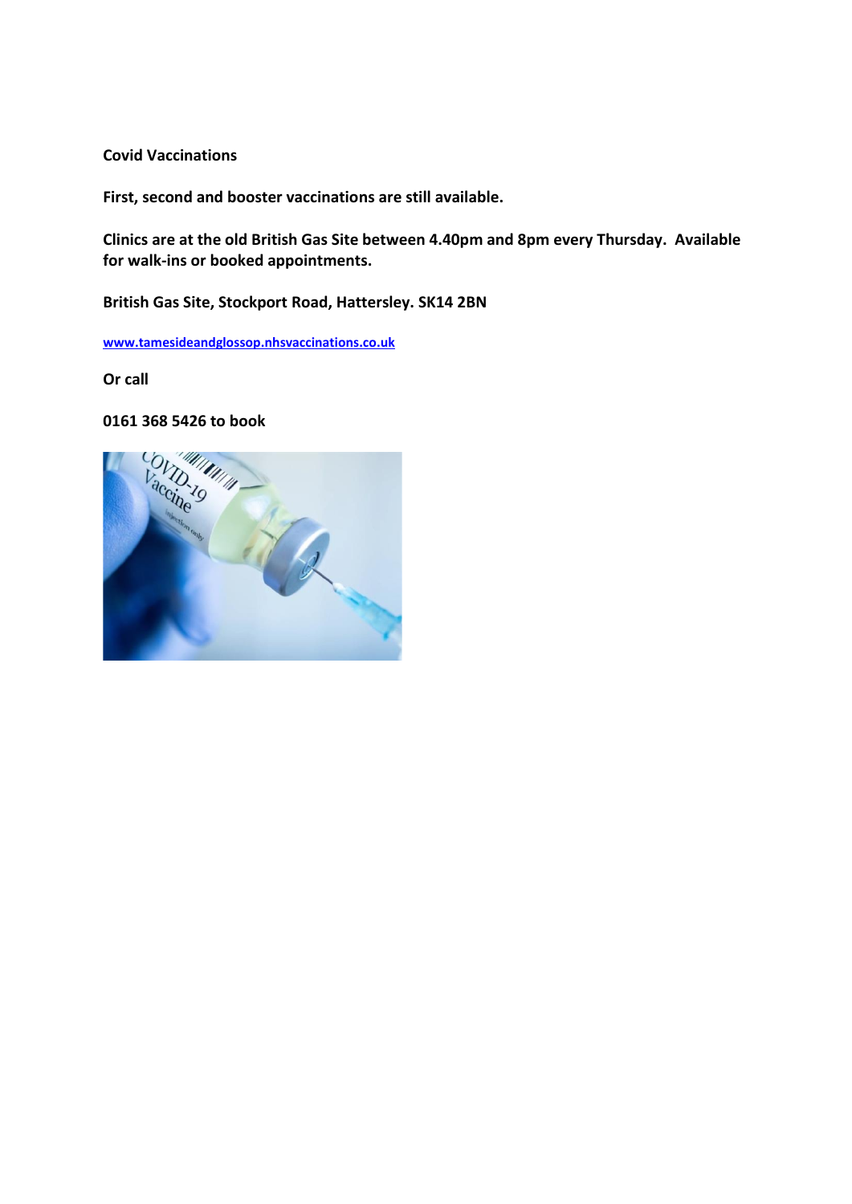**Covid Vaccinations**

**First, second and booster vaccinations are still available.**

**Clinics are at the old British Gas Site between 4.40pm and 8pm every Thursday. Available for walk-ins or booked appointments.**

**British Gas Site, Stockport Road, Hattersley. SK14 2BN**

[www.tamesideandglossop.nhsvaccinations.co.uk](http://www.tamesideandglossop.nhsvaccinations.co.uk)

**Or call**

**0161 368 5426 to book**